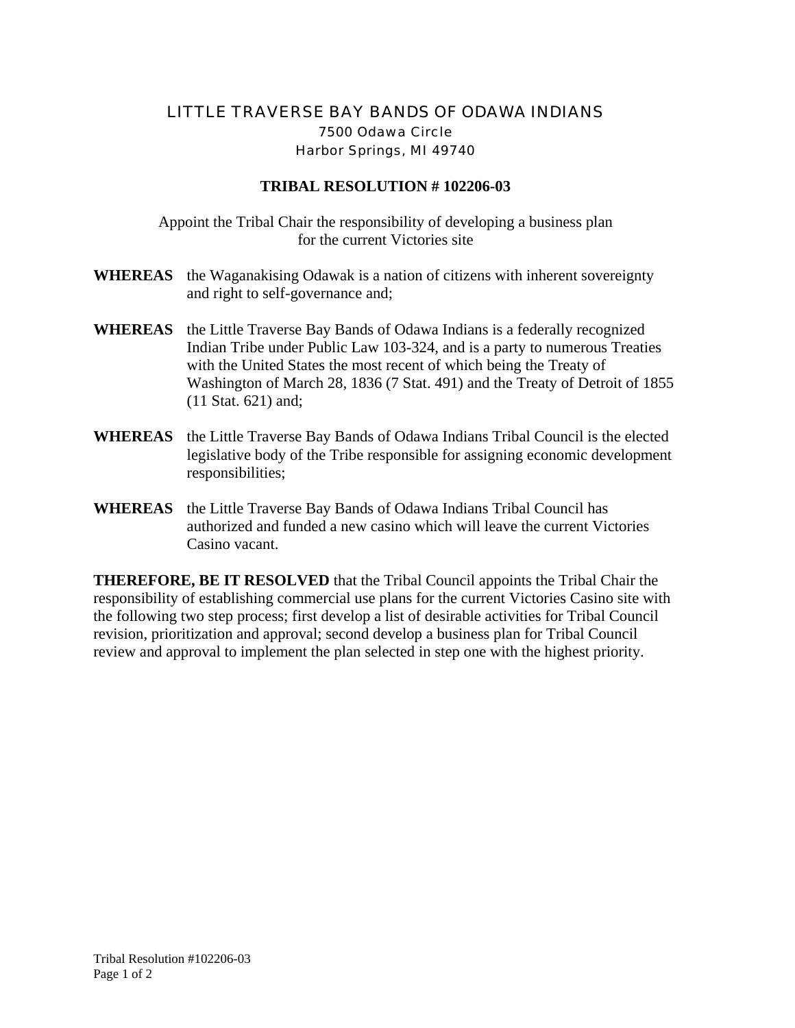# LITTLE TRAVERSE BAY BANDS OF ODAWA INDIANS

7500 Odawa Circle
Harbor Springs, MI 49740

## TRIBAL RESOLUTION # 102206-03

Appoint the Tribal Chair the responsibility of developing a business plan for the current Victories site

**WHEREAS** the Waganakising Odawak is a nation of citizens with inherent sovereignty and right to self-governance and;

**WHEREAS** the Little Traverse Bay Bands of Odawa Indians is a federally recognized Indian Tribe under Public Law 103-324, and is a party to numerous Treaties with the United States the most recent of which being the Treaty of Washington of March 28, 1836 (7 Stat. 491) and the Treaty of Detroit of 1855 (11 Stat. 621) and;

**WHEREAS** the Little Traverse Bay Bands of Odawa Indians Tribal Council is the elected legislative body of the Tribe responsible for assigning economic development responsibilities;

**WHEREAS** the Little Traverse Bay Bands of Odawa Indians Tribal Council has authorized and funded a new casino which will leave the current Victories Casino vacant.

**THEREFORE, BE IT RESOLVED** that the Tribal Council appoints the Tribal Chair the responsibility of establishing commercial use plans for the current Victories Casino site with the following two step process; first develop a list of desirable activities for Tribal Council revision, prioritization and approval; second develop a business plan for Tribal Council review and approval to implement the plan selected in step one with the highest priority.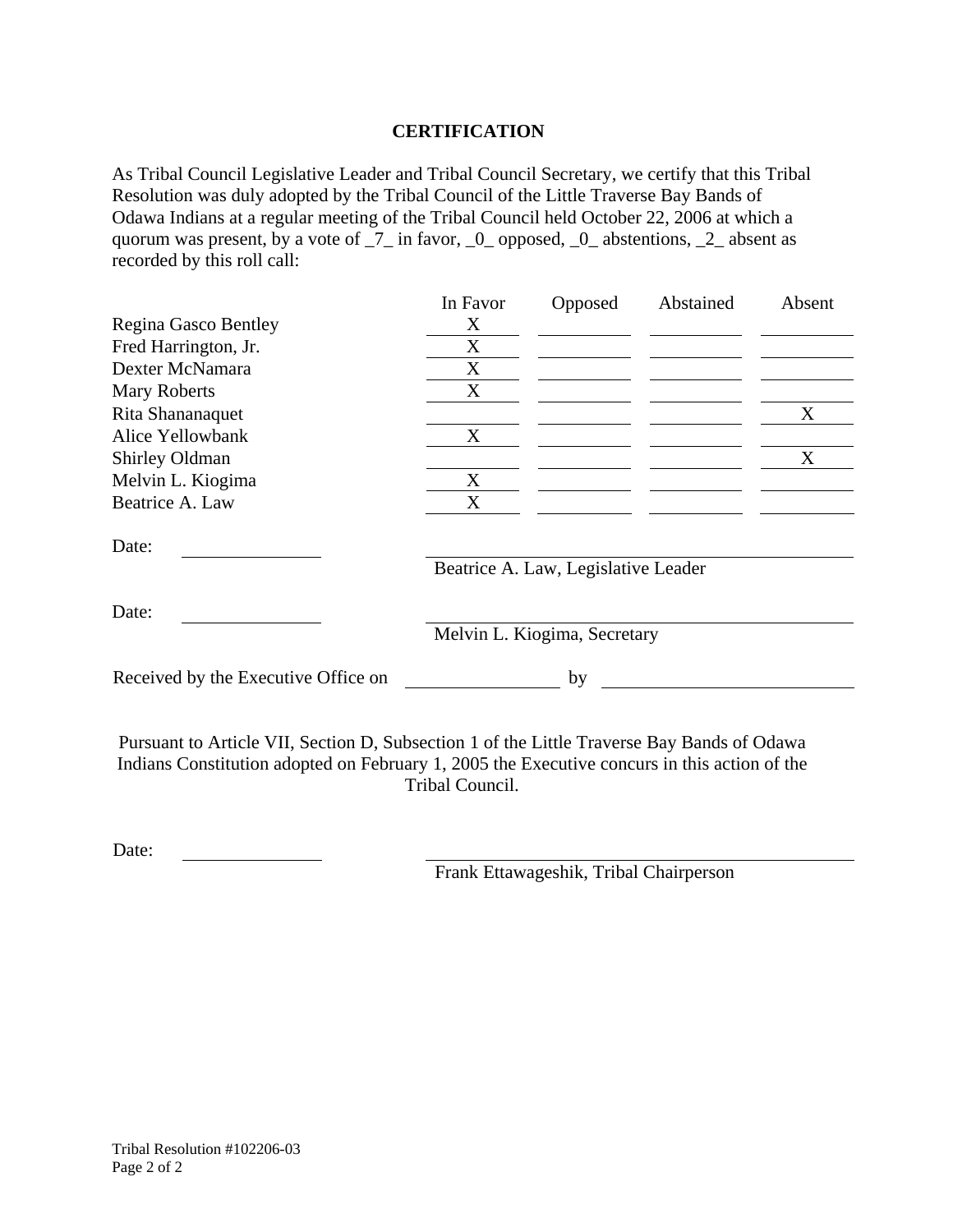**CERTIFICATION**

As Tribal Council Legislative Leader and Tribal Council Secretary, we certify that this Tribal Resolution was duly adopted by the Tribal Council of the Little Traverse Bay Bands of Odawa Indians at a regular meeting of the Tribal Council held October 22, 2006 at which a quorum was present, by a vote of _7_ in favor, _0_ opposed, _0_ abstentions, _2_ absent as recorded by this roll call:

| | In Favor | Opposed | Abstained | Absent |
|---|---|---|---|---|
| Regina Gasco Bentley | X | | | |
| Fred Harrington, Jr. | X | | | |
| Dexter McNamara | X | | | |
| Mary Roberts | X | | | |
| Rita Shananaquet | | | | X |
| Alice Yellowbank | X | | | |
| Shirley Oldman | | | | X |
| Melvin L. Kiogima | X | | | |
| Beatrice A. Law | X | | | |

Date: ______________ ____________________________________
Beatrice A. Law, Legislative Leader

Date: ______________ ____________________________________
Melvin L. Kiogima, Secretary

Received by the Executive Office on ______________ by ______________________

Pursuant to Article VII, Section D, Subsection 1 of the Little Traverse Bay Bands of Odawa Indians Constitution adopted on February 1, 2005 the Executive concurs in this action of the Tribal Council.

Date: ______________ ____________________________________
Frank Ettawageshik, Tribal Chairperson

Tribal Resolution #102206-03